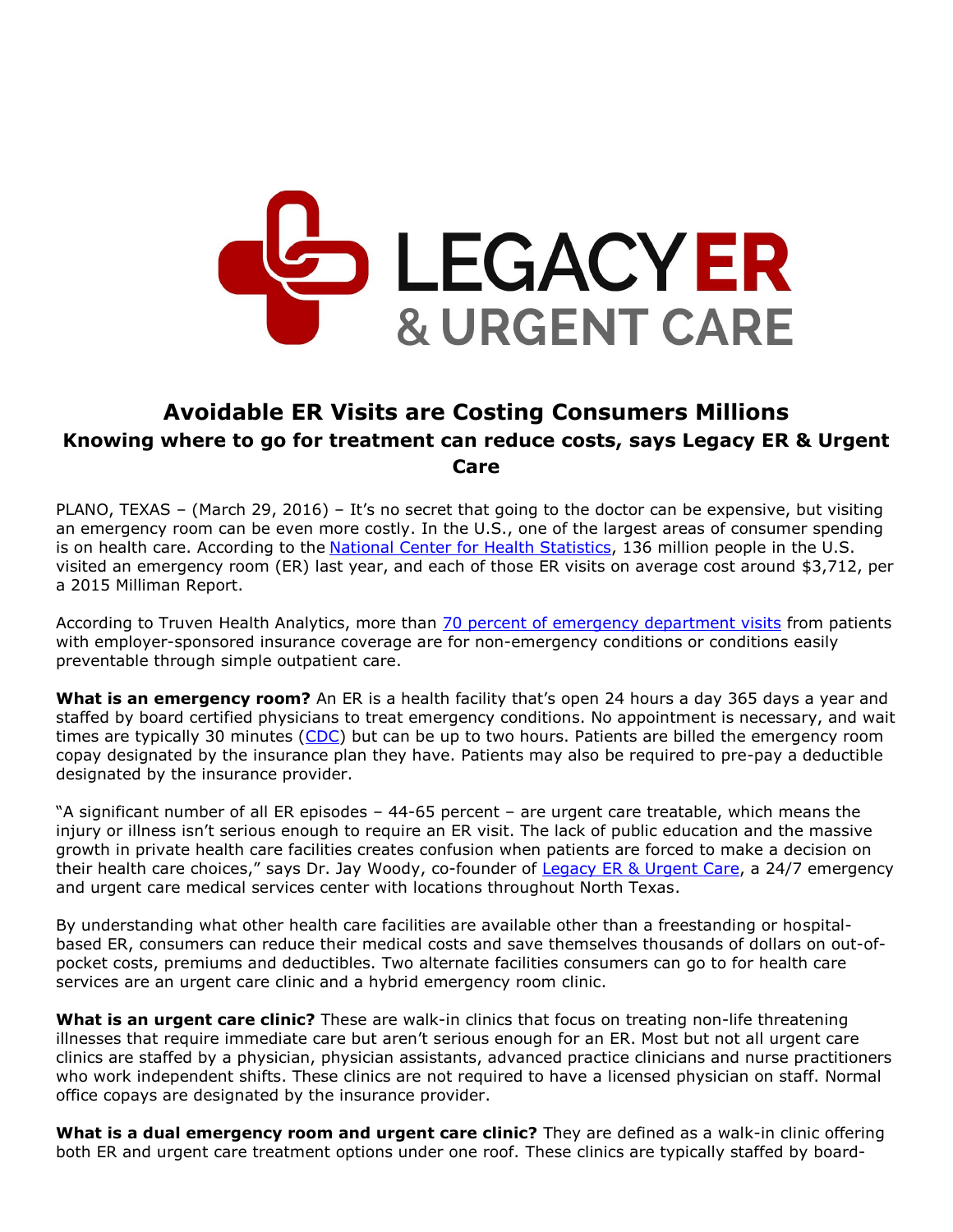LEGACY ER & URGENT CARE

# Avoidable ER Visits are Costing Consumers Millions

## Knowing where to go for treatment can reduce costs, says Legacy ER & Urgent Care

PLANO, TEXAS – (March 29, 2016) – It's no secret that going to the doctor can be expensive, but visiting an emergency room can be even more costly. In the U.S., one of the largest areas of consumer spending is on health care. According to the [National Center for Health Statistics](), 136 million people in the U.S. visited an emergency room (ER) last year, and each of those ER visits on average cost around $3,712, per a 2015 Milliman Report.

According to Truven Health Analytics, more than [70 percent of emergency department visits]() from patients with employer-sponsored insurance coverage are for non-emergency conditions or conditions easily preventable through simple outpatient care.

**What is an emergency room?** An ER is a health facility that's open 24 hours a day 365 days a year and staffed by board certified physicians to treat emergency conditions. No appointment is necessary, and wait times are typically 30 minutes ([CDC]()) but can be up to two hours. Patients are billed the emergency room copay designated by the insurance plan they have. Patients may also be required to pre-pay a deductible designated by the insurance provider.

"A significant number of all ER episodes – 44-65 percent – are urgent care treatable, which means the injury or illness isn't serious enough to require an ER visit. The lack of public education and the massive growth in private health care facilities creates confusion when patients are forced to make a decision on their health care choices," says Dr. Jay Woody, co-founder of [Legacy ER & Urgent Care](), a 24/7 emergency and urgent care medical services center with locations throughout North Texas.

By understanding what other health care facilities are available other than a freestanding or hospital-based ER, consumers can reduce their medical costs and save themselves thousands of dollars on out-of-pocket costs, premiums and deductibles. Two alternate facilities consumers can go to for health care services are an urgent care clinic and a hybrid emergency room clinic.

**What is an urgent care clinic?** These are walk-in clinics that focus on treating non-life threatening illnesses that require immediate care but aren't serious enough for an ER. Most but not all urgent care clinics are staffed by a physician, physician assistants, advanced practice clinicians and nurse practitioners who work independent shifts. These clinics are not required to have a licensed physician on staff. Normal office copays are designated by the insurance provider.

**What is a dual emergency room and urgent care clinic?** They are defined as a walk-in clinic offering both ER and urgent care treatment options under one roof. These clinics are typically staffed by board-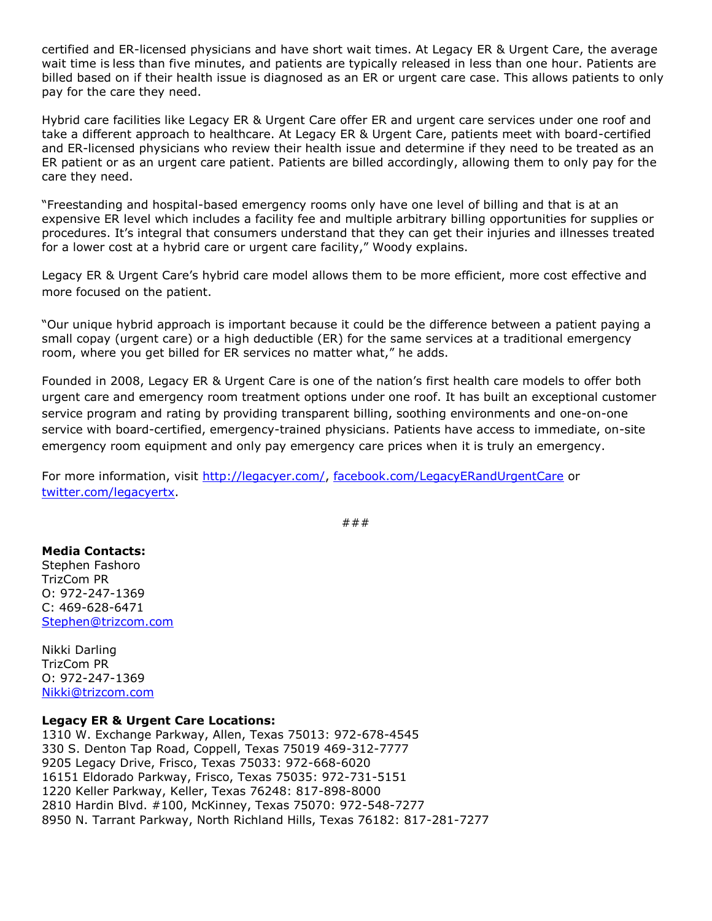certified and ER-licensed physicians and have short wait times. At Legacy ER & Urgent Care, the average wait time is less than five minutes, and patients are typically released in less than one hour. Patients are billed based on if their health issue is diagnosed as an ER or urgent care case. This allows patients to only pay for the care they need.

Hybrid care facilities like Legacy ER & Urgent Care offer ER and urgent care services under one roof and take a different approach to healthcare. At Legacy ER & Urgent Care, patients meet with board-certified and ER-licensed physicians who review their health issue and determine if they need to be treated as an ER patient or as an urgent care patient. Patients are billed accordingly, allowing them to only pay for the care they need.

"Freestanding and hospital-based emergency rooms only have one level of billing and that is at an expensive ER level which includes a facility fee and multiple arbitrary billing opportunities for supplies or procedures. It's integral that consumers understand that they can get their injuries and illnesses treated for a lower cost at a hybrid care or urgent care facility," Woody explains.

Legacy ER & Urgent Care's hybrid care model allows them to be more efficient, more cost effective and more focused on the patient.

"Our unique hybrid approach is important because it could be the difference between a patient paying a small copay (urgent care) or a high deductible (ER) for the same services at a traditional emergency room, where you get billed for ER services no matter what," he adds.

Founded in 2008, Legacy ER & Urgent Care is one of the nation's first health care models to offer both urgent care and emergency room treatment options under one roof. It has built an exceptional customer service program and rating by providing transparent billing, soothing environments and one-on-one service with board-certified, emergency-trained physicians. Patients have access to immediate, on-site emergency room equipment and only pay emergency care prices when it is truly an emergency.

For more information, visit http://legacyer.com/, facebook.com/LegacyERandUrgentCare or twitter.com/legacyertx.

###

**Media Contacts:**
Stephen Fashoro
TrizCom PR
O: 972-247-1369
C: 469-628-6471
Stephen@trizcom.com

Nikki Darling
TrizCom PR
O: 972-247-1369
Nikki@trizcom.com

**Legacy ER & Urgent Care Locations:**
1310 W. Exchange Parkway, Allen, Texas 75013: 972-678-4545
330 S. Denton Tap Road, Coppell, Texas 75019 469-312-7777
9205 Legacy Drive, Frisco, Texas 75033: 972-668-6020
16151 Eldorado Parkway, Frisco, Texas 75035: 972-731-5151
1220 Keller Parkway, Keller, Texas 76248: 817-898-8000
2810 Hardin Blvd. #100, McKinney, Texas 75070: 972-548-7277
8950 N. Tarrant Parkway, North Richland Hills, Texas 76182: 817-281-7277